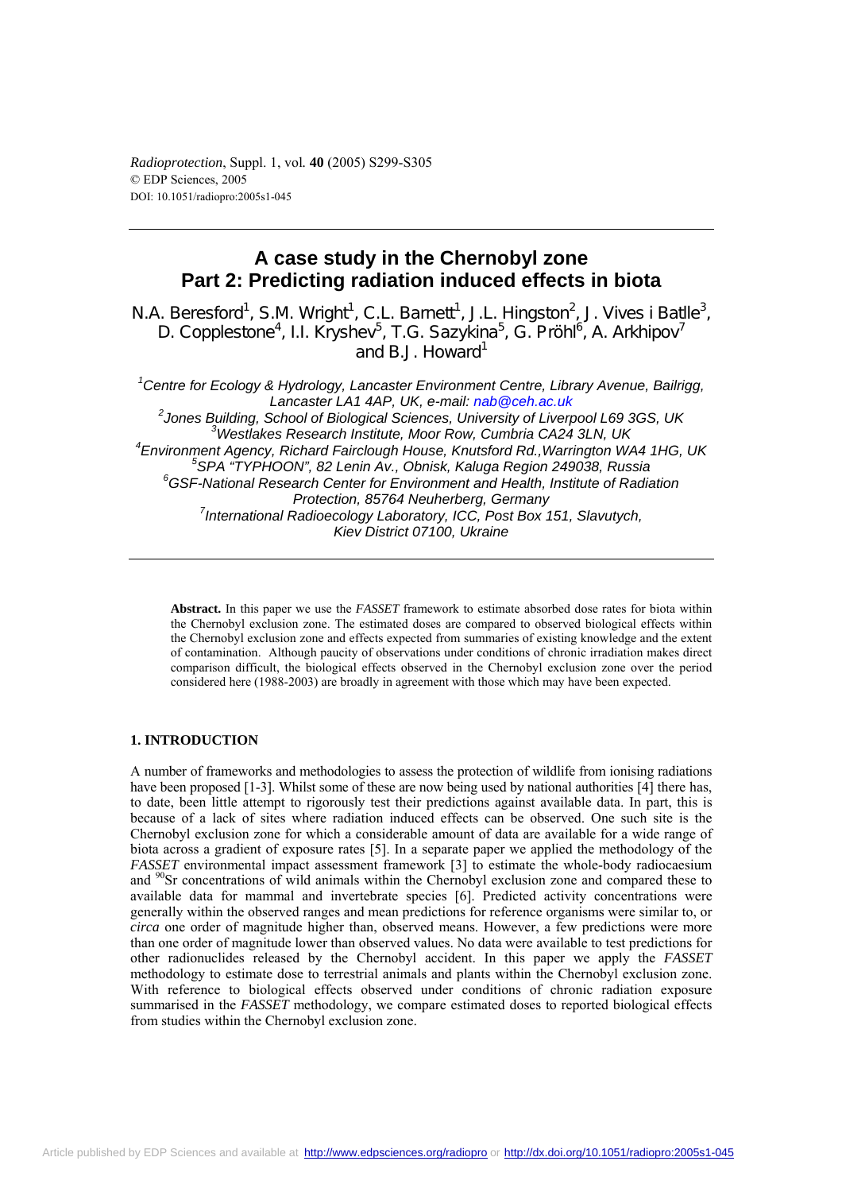# A case study in the Chernobyl zone
# Part 2: Predicting radiation induced effects in biota

N.A. Beresford[1], S.M. Wright[1], C.L. Barnett[1], J.L. Hingston[2], J. Vives i Batlle[3], D. Copplestone[4], I.I. Kryshev[5], T.G. Sazykina[5], G. Pröhl[6], A. Arkhipov[7] and B.J. Howard[1]

[1]*Centre for Ecology & Hydrology, Lancaster Environment Centre, Library Avenue, Bailrigg, Lancaster LA1 4AP, UK, e-mail: nab@ceh.ac.uk*
[2]*Jones Building, School of Biological Sciences, University of Liverpool L69 3GS, UK*
[3]*Westlakes Research Institute, Moor Row, Cumbria CA24 3LN, UK*
[4]*Environment Agency, Richard Fairclough House, Knutsford Rd.,Warrington WA4 1HG, UK*
[5]*SPA "TYPHOON", 82 Lenin Av., Obnisk, Kaluga Region 249038, Russia*
[6]*GSF-National Research Center for Environment and Health, Institute of Radiation Protection, 85764 Neuherberg, Germany*
[7]*International Radioecology Laboratory, ICC, Post Box 151, Slavutych, Kiev District 07100, Ukraine*

**Abstract.** In this paper we use the *FASSET* framework to estimate absorbed dose rates for biota within the Chernobyl exclusion zone. The estimated doses are compared to observed biological effects within the Chernobyl exclusion zone and effects expected from summaries of existing knowledge and the extent of contamination. Although paucity of observations under conditions of chronic irradiation makes direct comparison difficult, the biological effects observed in the Chernobyl exclusion zone over the period considered here (1988-2003) are broadly in agreement with those which may have been expected.

## 1. INTRODUCTION

A number of frameworks and methodologies to assess the protection of wildlife from ionising radiations have been proposed [1-3]. Whilst some of these are now being used by national authorities [4] there has, to date, been little attempt to rigorously test their predictions against available data. In part, this is because of a lack of sites where radiation induced effects can be observed. One such site is the Chernobyl exclusion zone for which a considerable amount of data are available for a wide range of biota across a gradient of exposure rates [5]. In a separate paper we applied the methodology of the *FASSET* environmental impact assessment framework [3] to estimate the whole-body radiocaesium and $^{90}$Sr concentrations of wild animals within the Chernobyl exclusion zone and compared these to available data for mammal and invertebrate species [6]. Predicted activity concentrations were generally within the observed ranges and mean predictions for reference organisms were similar to, or *circa* one order of magnitude higher than, observed means. However, a few predictions were more than one order of magnitude lower than observed values. No data were available to test predictions for other radionuclides released by the Chernobyl accident. In this paper we apply the *FASSET* methodology to estimate dose to terrestrial animals and plants within the Chernobyl exclusion zone. With reference to biological effects observed under conditions of chronic radiation exposure summarised in the *FASSET* methodology, we compare estimated doses to reported biological effects from studies within the Chernobyl exclusion zone.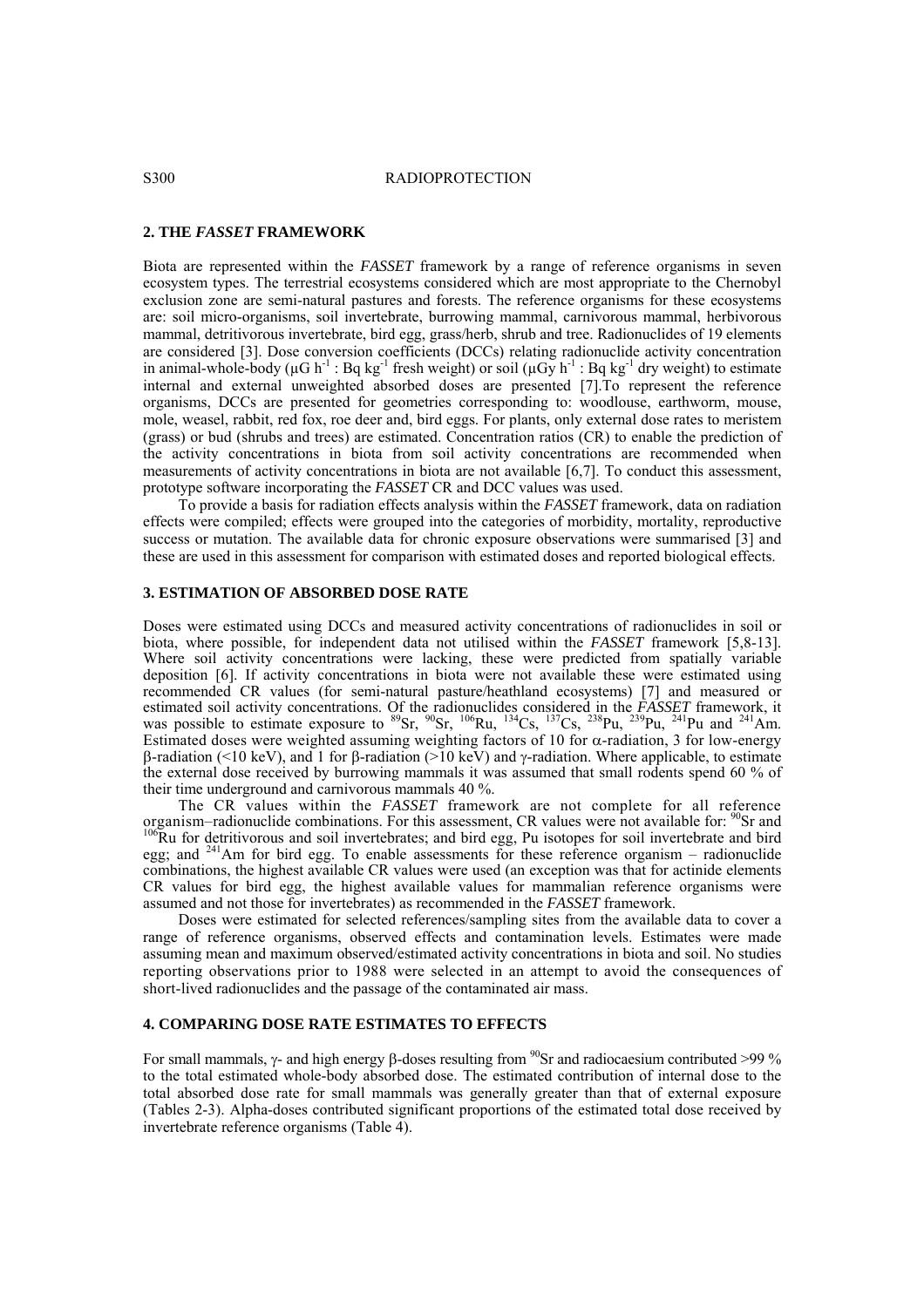## 2. THE *FASSET* FRAMEWORK

Biota are represented within the *FASSET* framework by a range of reference organisms in seven ecosystem types. The terrestrial ecosystems considered which are most appropriate to the Chernobyl exclusion zone are semi-natural pastures and forests. The reference organisms for these ecosystems are: soil micro-organisms, soil invertebrate, burrowing mammal, carnivorous mammal, herbivorous mammal, detritivorous invertebrate, bird egg, grass/herb, shrub and tree. Radionuclides of 19 elements are considered [3]. Dose conversion coefficients (DCCs) relating radionuclide activity concentration in animal-whole-body ($\mu G\ h^{-1}$ : $Bq\ kg^{-1}$ fresh weight) or soil ($\mu Gy\ h^{-1}$ : $Bq\ kg^{-1}$ dry weight) to estimate internal and external unweighted absorbed doses are presented [7].To represent the reference organisms, DCCs are presented for geometries corresponding to: woodlouse, earthworm, mouse, mole, weasel, rabbit, red fox, roe deer and, bird eggs. For plants, only external dose rates to meristem (grass) or bud (shrubs and trees) are estimated. Concentration ratios (CR) to enable the prediction of the activity concentrations in biota from soil activity concentrations are recommended when measurements of activity concentrations in biota are not available [6,7]. To conduct this assessment, prototype software incorporating the *FASSET* CR and DCC values was used.

To provide a basis for radiation effects analysis within the *FASSET* framework, data on radiation effects were compiled; effects were grouped into the categories of morbidity, mortality, reproductive success or mutation. The available data for chronic exposure observations were summarised [3] and these are used in this assessment for comparison with estimated doses and reported biological effects.

## 3. ESTIMATION OF ABSORBED DOSE RATE

Doses were estimated using DCCs and measured activity concentrations of radionuclides in soil or biota, where possible, for independent data not utilised within the *FASSET* framework [5,8-13]. Where soil activity concentrations were lacking, these were predicted from spatially variable deposition [6]. If activity concentrations in biota were not available these were estimated using recommended CR values (for semi-natural pasture/heathland ecosystems) [7] and measured or estimated soil activity concentrations. Of the radionuclides considered in the *FASSET* framework, it was possible to estimate exposure to $^{89}Sr$, $^{90}Sr$, $^{106}Ru$, $^{134}Cs$, $^{137}Cs$, $^{238}Pu$, $^{239}Pu$, $^{241}Pu$ and $^{241}Am$. Estimated doses were weighted assuming weighting factors of 10 for $\alpha$-radiation, 3 for low-energy $\beta$-radiation (<10 keV), and 1 for $\beta$-radiation (>10 keV) and $\gamma$-radiation. Where applicable, to estimate the external dose received by burrowing mammals it was assumed that small rodents spend 60 % of their time underground and carnivorous mammals 40 %.

The CR values within the *FASSET* framework are not complete for all reference organism–radionuclide combinations. For this assessment, CR values were not available for: $^{90}Sr$ and $^{106}Ru$ for detritivorous and soil invertebrates; and bird egg, Pu isotopes for soil invertebrate and bird egg; and $^{241}Am$ for bird egg. To enable assessments for these reference organism – radionuclide combinations, the highest available CR values were used (an exception was that for actinide elements CR values for bird egg, the highest available values for mammalian reference organisms were assumed and not those for invertebrates) as recommended in the *FASSET* framework.

Doses were estimated for selected references/sampling sites from the available data to cover a range of reference organisms, observed effects and contamination levels. Estimates were made assuming mean and maximum observed/estimated activity concentrations in biota and soil. No studies reporting observations prior to 1988 were selected in an attempt to avoid the consequences of short-lived radionuclides and the passage of the contaminated air mass.

## 4. COMPARING DOSE RATE ESTIMATES TO EFFECTS

For small mammals, $\gamma$- and high energy $\beta$-doses resulting from $^{90}Sr$ and radiocaesium contributed >99 % to the total estimated whole-body absorbed dose. The estimated contribution of internal dose to the total absorbed dose rate for small mammals was generally greater than that of external exposure (Tables 2-3). Alpha-doses contributed significant proportions of the estimated total dose received by invertebrate reference organisms (Table 4).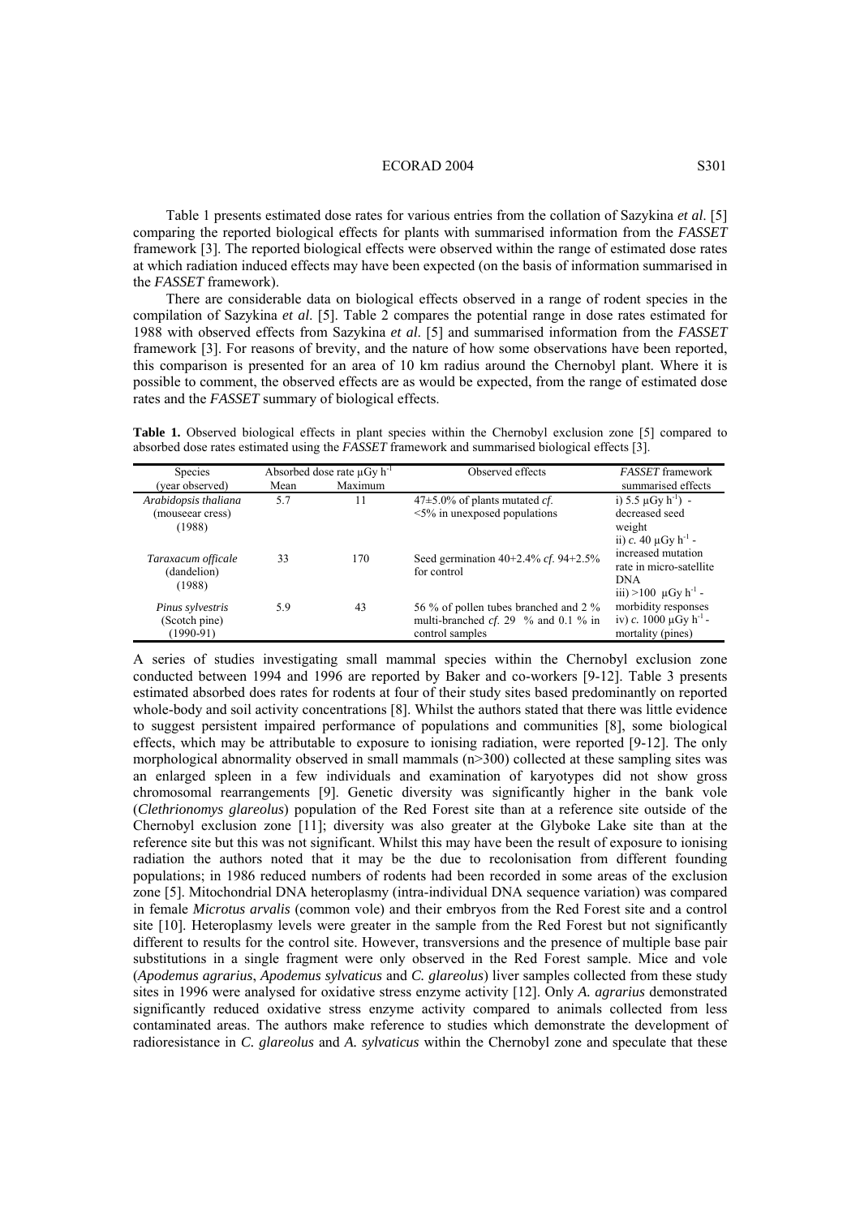Table 1 presents estimated dose rates for various entries from the collation of Sazykina *et al*. [5] comparing the reported biological effects for plants with summarised information from the *FASSET* framework [3]. The reported biological effects were observed within the range of estimated dose rates at which radiation induced effects may have been expected (on the basis of information summarised in the *FASSET* framework).

There are considerable data on biological effects observed in a range of rodent species in the compilation of Sazykina *et al*. [5]. Table 2 compares the potential range in dose rates estimated for 1988 with observed effects from Sazykina *et al*. [5] and summarised information from the *FASSET* framework [3]. For reasons of brevity, and the nature of how some observations have been reported, this comparison is presented for an area of 10 km radius around the Chernobyl plant. Where it is possible to comment, the observed effects are as would be expected, from the range of estimated dose rates and the *FASSET* summary of biological effects.

**Table 1.** Observed biological effects in plant species within the Chernobyl exclusion zone [5] compared to absorbed dose rates estimated using the *FASSET* framework and summarised biological effects [3].

| Species (year observed) | Absorbed dose rate μGy h$^{-1}$ | | Observed effects | *FASSET* framework summarised effects |
|---|---|---|---|---|
| | Mean | Maximum | | |
| *Arabidopsis thaliana* (mouseear cress) (1988) | 5.7 | 11 | 47±5.0% of plants mutated *cf*. <5% in unexposed populations | i) 5.5 μGy h$^{-1}$) - decreased seed weight<br>ii) *c.* 40 μGy h$^{-1}$ - increased mutation rate in micro-satellite DNA<br>iii) >100 μGy h$^{-1}$ - morbidity responses<br>iv) *c.* 1000 μGy h$^{-1}$ - mortality (pines) |
| *Taraxacum officale* (dandelion) (1988) | 33 | 170 | Seed germination 40+2.4% *cf*. 94+2.5% for control | |
| *Pinus sylvestris* (Scotch pine) (1990-91) | 5.9 | 43 | 56 % of pollen tubes branched and 2 % multi-branched *cf*. 29 % and 0.1 % in control samples | |

A series of studies investigating small mammal species within the Chernobyl exclusion zone conducted between 1994 and 1996 are reported by Baker and co-workers [9-12]. Table 3 presents estimated absorbed does rates for rodents at four of their study sites based predominantly on reported whole-body and soil activity concentrations [8]. Whilst the authors stated that there was little evidence to suggest persistent impaired performance of populations and communities [8], some biological effects, which may be attributable to exposure to ionising radiation, were reported [9-12]. The only morphological abnormality observed in small mammals (n>300) collected at these sampling sites was an enlarged spleen in a few individuals and examination of karyotypes did not show gross chromosomal rearrangements [9]. Genetic diversity was significantly higher in the bank vole (*Clethrionomys glareolus*) population of the Red Forest site than at a reference site outside of the Chernobyl exclusion zone [11]; diversity was also greater at the Glyboke Lake site than at the reference site but this was not significant. Whilst this may have been the result of exposure to ionising radiation the authors noted that it may be the due to recolonisation from different founding populations; in 1986 reduced numbers of rodents had been recorded in some areas of the exclusion zone [5]. Mitochondrial DNA heteroplasmy (intra-individual DNA sequence variation) was compared in female *Microtus arvalis* (common vole) and their embryos from the Red Forest site and a control site [10]. Heteroplasmy levels were greater in the sample from the Red Forest but not significantly different to results for the control site. However, transversions and the presence of multiple base pair substitutions in a single fragment were only observed in the Red Forest sample. Mice and vole (*Apodemus agrarius*, *Apodemus sylvaticus* and *C. glareolus*) liver samples collected from these study sites in 1996 were analysed for oxidative stress enzyme activity [12]. Only *A. agrarius* demonstrated significantly reduced oxidative stress enzyme activity compared to animals collected from less contaminated areas. The authors make reference to studies which demonstrate the development of radioresistance in *C. glareolus* and *A. sylvaticus* within the Chernobyl zone and speculate that these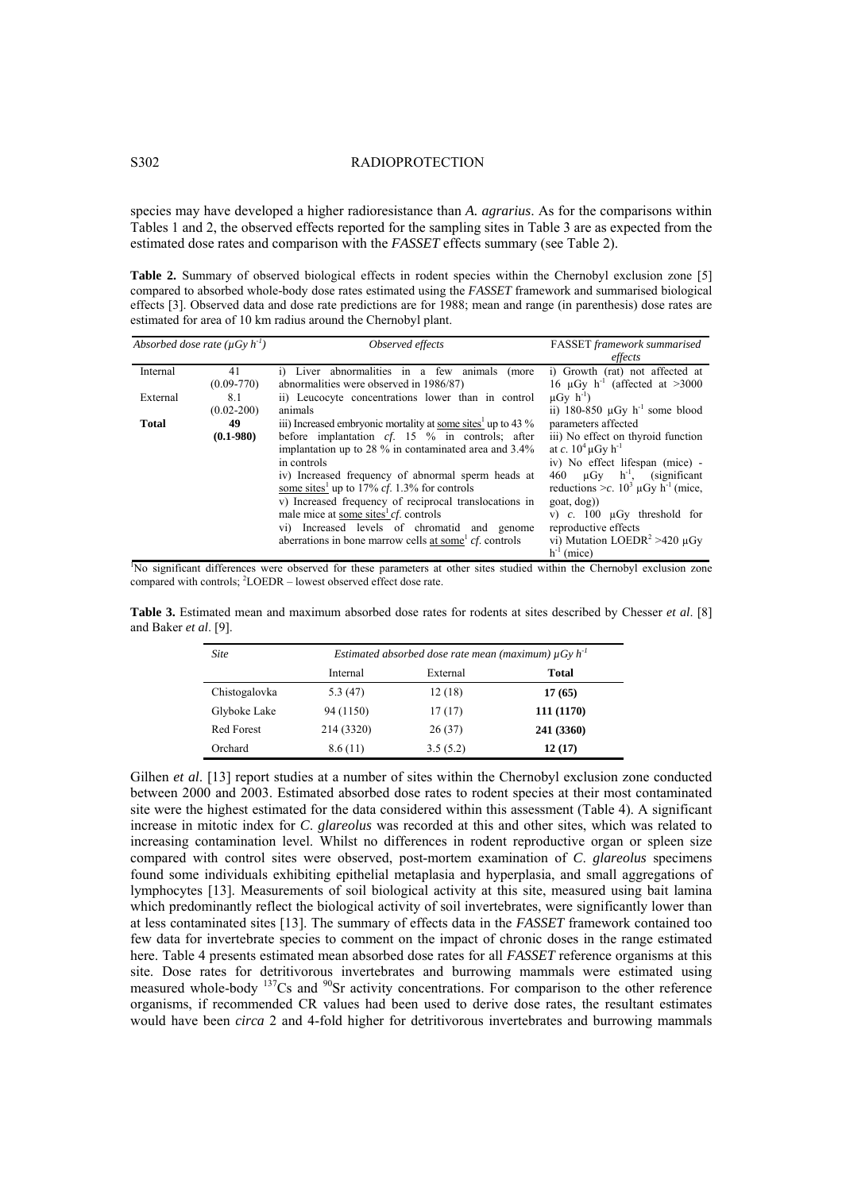species may have developed a higher radioresistance than *A. agrarius*. As for the comparisons within Tables 1 and 2, the observed effects reported for the sampling sites in Table 3 are as expected from the estimated dose rates and comparison with the *FASSET* effects summary (see Table 2).

**Table 2.** Summary of observed biological effects in rodent species within the Chernobyl exclusion zone [5] compared to absorbed whole-body dose rates estimated using the *FASSET* framework and summarised biological effects [3]. Observed data and dose rate predictions are for 1988; mean and range (in parenthesis) dose rates are estimated for area of 10 km radius around the Chernobyl plant.

| *Absorbed dose rate ($\mu Gy\ h^{-1}$)* | | *Observed effects* | FASSET *framework summarised effects* |
|---|---|---|---|
| Internal | 41 (0.09-770) | i) Liver abnormalities in a few animals (more abnormalities were observed in 1986/87) | i) Growth (rat) not affected at 16 $\mu Gy\ h^{-1}$ (affected at >3000 $\mu Gy\ h^{-1}$) |
| External | 8.1 (0.02-200) | ii) Leucocyte concentrations lower than in control animals | ii) 180-850 $\mu Gy\ h^{-1}$ some blood parameters affected |
| **Total** | **49 (0.1-980)** | iii) Increased embryonic mortality at some sites[1] up to 43 % before implantation *cf.* 15 % in controls; after implantation up to 28 % in contaminated area and 3.4% in controls<br>iv) Increased frequency of abnormal sperm heads at some sites[1] up to 17% *cf.* 1.3% for controls<br>v) Increased frequency of reciprocal translocations in male mice at some sites[1] *cf.* controls<br>vi) Increased levels of chromatid and genome aberrations in bone marrow cells at some[1] *cf.* controls | iii) No effect on thyroid function at *c.* $10^4\ \mu Gy\ h^{-1}$<br>iv) No effect lifespan (mice) - 460 $\mu Gy\ h^{-1}$, (significant reductions >*c.* $10^3\ \mu Gy\ h^{-1}$ (mice, goat, dog))<br>v) *c.* 100 $\mu Gy$ threshold for reproductive effects<br>vi) Mutation LOEDR[2] >420 $\mu Gy\ h^{-1}$ (mice) |

[1]No significant differences were observed for these parameters at other sites studied within the Chernobyl exclusion zone compared with controls; [2]LOEDR – lowest observed effect dose rate.

**Table 3.** Estimated mean and maximum absorbed dose rates for rodents at sites described by Chesser *et al*. [8] and Baker *et al*. [9].

| *Site* | *Estimated absorbed dose rate mean (maximum) $\mu Gy\ h^{-1}$* | | |
|---|---|---|---|
| | Internal | External | **Total** |
| Chistogalovka | 5.3 (47) | 12 (18) | **17 (65)** |
| Glyboke Lake | 94 (1150) | 17 (17) | **111 (1170)** |
| Red Forest | 214 (3320) | 26 (37) | **241 (3360)** |
| Orchard | 8.6 (11) | 3.5 (5.2) | **12 (17)** |

Gilhen *et al*. [13] report studies at a number of sites within the Chernobyl exclusion zone conducted between 2000 and 2003. Estimated absorbed dose rates to rodent species at their most contaminated site were the highest estimated for the data considered within this assessment (Table 4). A significant increase in mitotic index for *C. glareolus* was recorded at this and other sites, which was related to increasing contamination level. Whilst no differences in rodent reproductive organ or spleen size compared with control sites were observed, post-mortem examination of *C. glareolus* specimens found some individuals exhibiting epithelial metaplasia and hyperplasia, and small aggregations of lymphocytes [13]. Measurements of soil biological activity at this site, measured using bait lamina which predominantly reflect the biological activity of soil invertebrates, were significantly lower than at less contaminated sites [13]. The summary of effects data in the *FASSET* framework contained too few data for invertebrate species to comment on the impact of chronic doses in the range estimated here. Table 4 presents estimated mean absorbed dose rates for all *FASSET* reference organisms at this site. Dose rates for detritivorous invertebrates and burrowing mammals were estimated using measured whole-body $^{137}Cs$ and $^{90}Sr$ activity concentrations. For comparison to the other reference organisms, if recommended CR values had been used to derive dose rates, the resultant estimates would have been *circa* 2 and 4-fold higher for detritivorous invertebrates and burrowing mammals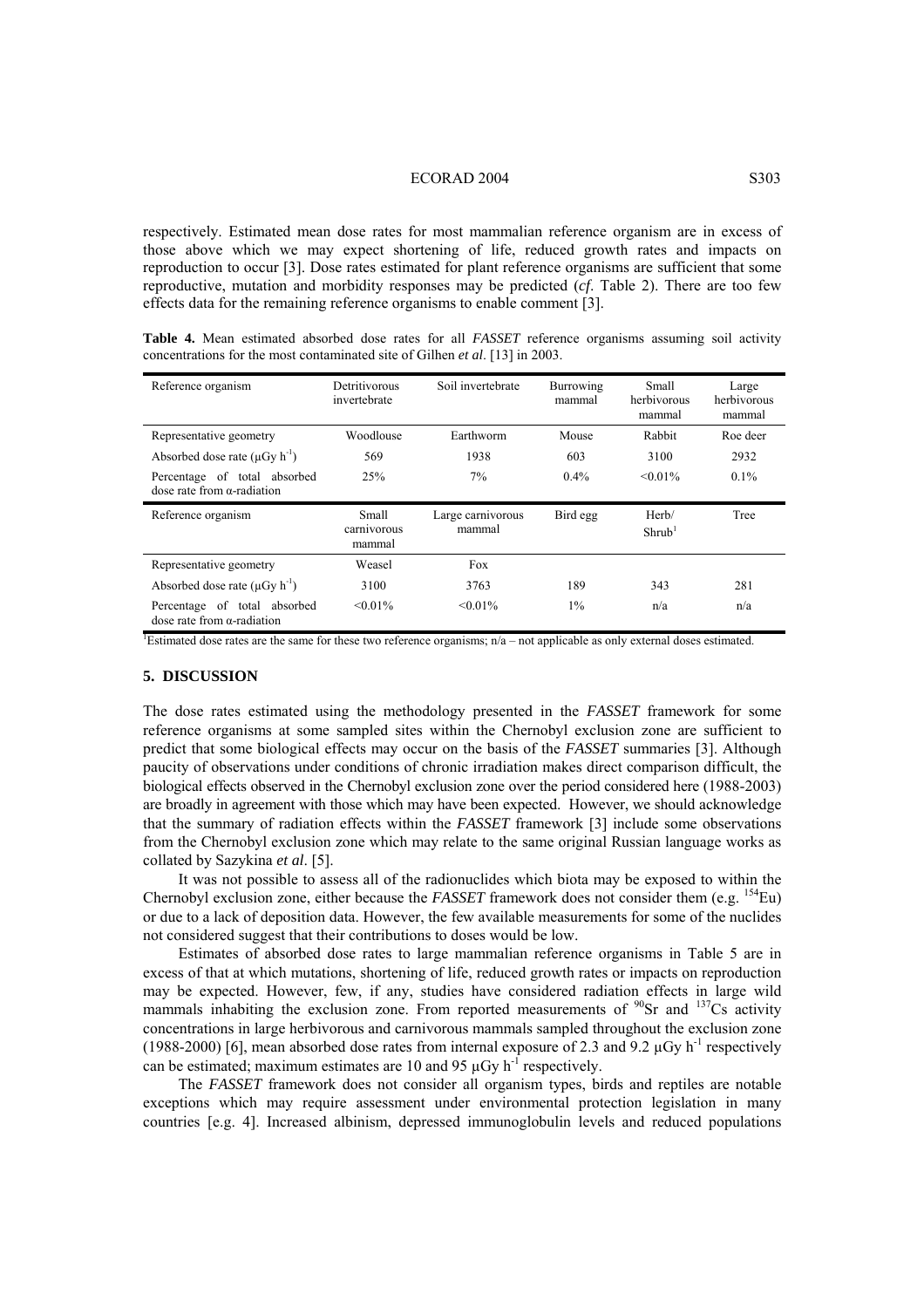respectively. Estimated mean dose rates for most mammalian reference organism are in excess of those above which we may expect shortening of life, reduced growth rates and impacts on reproduction to occur [3]. Dose rates estimated for plant reference organisms are sufficient that some reproductive, mutation and morbidity responses may be predicted (*cf*. Table 2). There are too few effects data for the remaining reference organisms to enable comment [3].

**Table 4.** Mean estimated absorbed dose rates for all *FASSET* reference organisms assuming soil activity concentrations for the most contaminated site of Gilhen *et al*. [13] in 2003.

| Reference organism | Detritivorous invertebrate | Soil invertebrate | Burrowing mammal | Small herbivorous mammal | Large herbivorous mammal |
|---|---|---|---|---|---|
| Representative geometry | Woodlouse | Earthworm | Mouse | Rabbit | Roe deer |
| Absorbed dose rate ($\mu$Gy h$^{-1}$) | 569 | 1938 | 603 | 3100 | 2932 |
| Percentage of total absorbed dose rate from $\alpha$-radiation | 25% | 7% | 0.4% | <0.01% | 0.1% |
| **Reference organism** | **Small carnivorous mammal** | **Large carnivorous mammal** | **Bird egg** | **Herb/ Shrub[1]** | **Tree** |
| Representative geometry | Weasel | Fox | | | |
| Absorbed dose rate ($\mu$Gy h$^{-1}$) | 3100 | 3763 | 189 | 343 | 281 |
| Percentage of total absorbed dose rate from $\alpha$-radiation | <0.01% | <0.01% | 1% | n/a | n/a |

[1]Estimated dose rates are the same for these two reference organisms; n/a – not applicable as only external doses estimated.

## 5. DISCUSSION

The dose rates estimated using the methodology presented in the *FASSET* framework for some reference organisms at some sampled sites within the Chernobyl exclusion zone are sufficient to predict that some biological effects may occur on the basis of the *FASSET* summaries [3]. Although paucity of observations under conditions of chronic irradiation makes direct comparison difficult, the biological effects observed in the Chernobyl exclusion zone over the period considered here (1988-2003) are broadly in agreement with those which may have been expected. However, we should acknowledge that the summary of radiation effects within the *FASSET* framework [3] include some observations from the Chernobyl exclusion zone which may relate to the same original Russian language works as collated by Sazykina *et al*. [5].

It was not possible to assess all of the radionuclides which biota may be exposed to within the Chernobyl exclusion zone, either because the *FASSET* framework does not consider them (e.g. $^{154}$Eu) or due to a lack of deposition data. However, the few available measurements for some of the nuclides not considered suggest that their contributions to doses would be low.

Estimates of absorbed dose rates to large mammalian reference organisms in Table 5 are in excess of that at which mutations, shortening of life, reduced growth rates or impacts on reproduction may be expected. However, few, if any, studies have considered radiation effects in large wild mammals inhabiting the exclusion zone. From reported measurements of $^{90}$Sr and $^{137}$Cs activity concentrations in large herbivorous and carnivorous mammals sampled throughout the exclusion zone (1988-2000) [6], mean absorbed dose rates from internal exposure of 2.3 and 9.2 $\mu$Gy h$^{-1}$ respectively can be estimated; maximum estimates are 10 and 95 $\mu$Gy h$^{-1}$ respectively.

The *FASSET* framework does not consider all organism types, birds and reptiles are notable exceptions which may require assessment under environmental protection legislation in many countries [e.g. 4]. Increased albinism, depressed immunoglobulin levels and reduced populations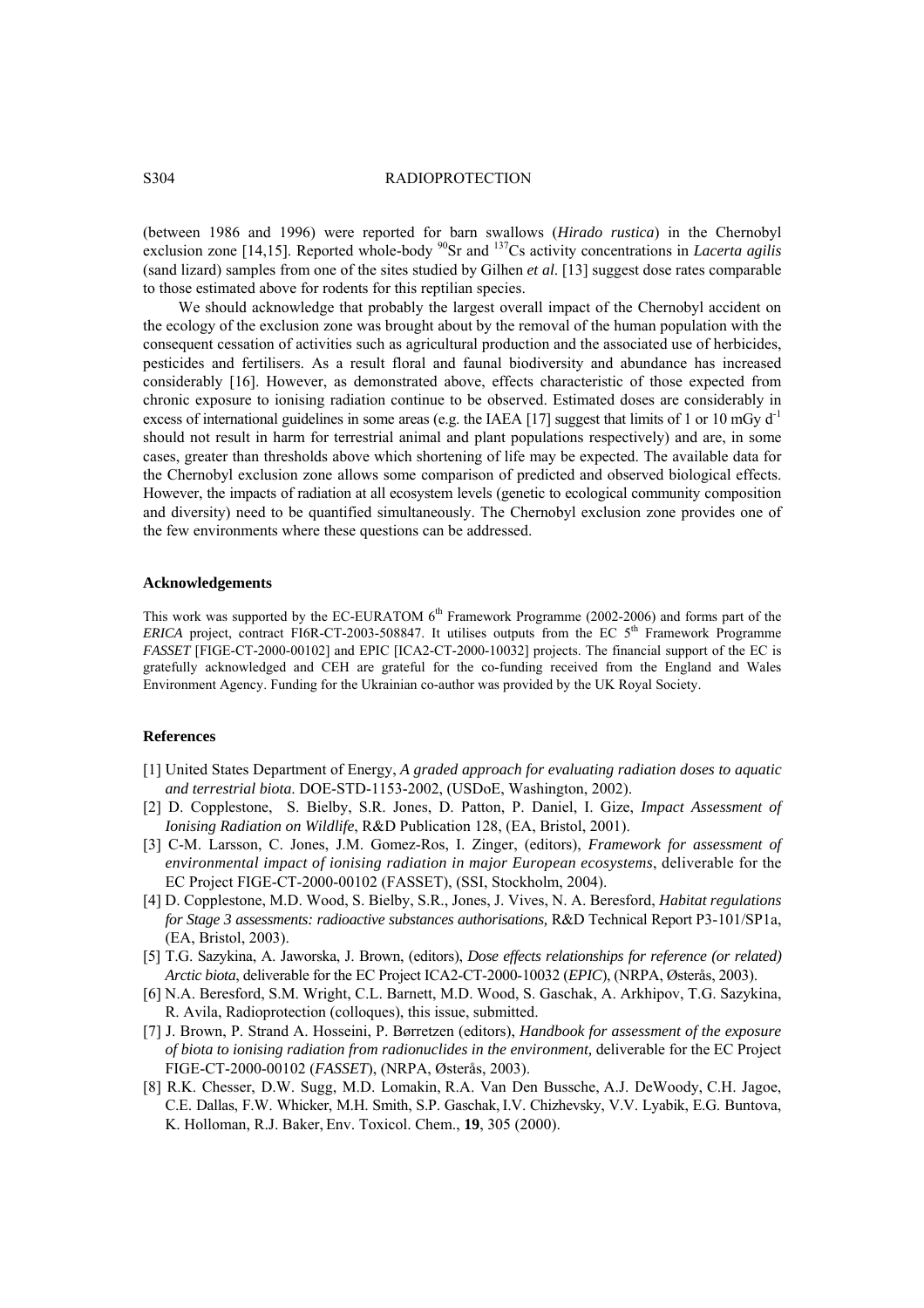(between 1986 and 1996) were reported for barn swallows (*Hirado rustica*) in the Chernobyl exclusion zone [14,15]. Reported whole-body $^{90}Sr$ and $^{137}Cs$ activity concentrations in *Lacerta agilis* (sand lizard) samples from one of the sites studied by Gilhen *et al*. [13] suggest dose rates comparable to those estimated above for rodents for this reptilian species.

We should acknowledge that probably the largest overall impact of the Chernobyl accident on the ecology of the exclusion zone was brought about by the removal of the human population with the consequent cessation of activities such as agricultural production and the associated use of herbicides, pesticides and fertilisers. As a result floral and faunal biodiversity and abundance has increased considerably [16]. However, as demonstrated above, effects characteristic of those expected from chronic exposure to ionising radiation continue to be observed. Estimated doses are considerably in excess of international guidelines in some areas (e.g. the IAEA [17] suggest that limits of 1 or 10 mGy $d^{-1}$ should not result in harm for terrestrial animal and plant populations respectively) and are, in some cases, greater than thresholds above which shortening of life may be expected. The available data for the Chernobyl exclusion zone allows some comparison of predicted and observed biological effects. However, the impacts of radiation at all ecosystem levels (genetic to ecological community composition and diversity) need to be quantified simultaneously. The Chernobyl exclusion zone provides one of the few environments where these questions can be addressed.

### Acknowledgements

This work was supported by the EC-EURATOM 6[th] Framework Programme (2002-2006) and forms part of the *ERICA* project, contract FI6R-CT-2003-508847. It utilises outputs from the EC 5[th] Framework Programme *FASSET* [FIGE-CT-2000-00102] and EPIC [ICA2-CT-2000-10032] projects. The financial support of the EC is gratefully acknowledged and CEH are grateful for the co-funding received from the England and Wales Environment Agency. Funding for the Ukrainian co-author was provided by the UK Royal Society.

### References

[1] United States Department of Energy, *A graded approach for evaluating radiation doses to aquatic and terrestrial biota*. DOE-STD-1153-2002, (USDoE, Washington, 2002).

[2] D. Copplestone, S. Bielby, S.R. Jones, D. Patton, P. Daniel, I. Gize, *Impact Assessment of Ionising Radiation on Wildlife*, R&D Publication 128, (EA, Bristol, 2001).

[3] C-M. Larsson, C. Jones, J.M. Gomez-Ros, I. Zinger, (editors), *Framework for assessment of environmental impact of ionising radiation in major European ecosystems*, deliverable for the EC Project FIGE-CT-2000-00102 (FASSET), (SSI, Stockholm, 2004).

[4] D. Copplestone, M.D. Wood, S. Bielby, S.R., Jones, J. Vives, N. A. Beresford, *Habitat regulations for Stage 3 assessments: radioactive substances authorisations,* R&D Technical Report P3-101/SP1a, (EA, Bristol, 2003).

[5] T.G. Sazykina, A. Jaworska, J. Brown, (editors), *Dose effects relationships for reference (or related) Arctic biota*, deliverable for the EC Project ICA2-CT-2000-10032 (*EPIC*), (NRPA, Østerås, 2003).

[6] N.A. Beresford, S.M. Wright, C.L. Barnett, M.D. Wood, S. Gaschak, A. Arkhipov, T.G. Sazykina, R. Avila, Radioprotection (colloques), this issue, submitted.

[7] J. Brown, P. Strand A. Hosseini, P. Børretzen (editors), *Handbook for assessment of the exposure of biota to ionising radiation from radionuclides in the environment,* deliverable for the EC Project FIGE-CT-2000-00102 (*FASSET*), (NRPA, Østerås, 2003).

[8] R.K. Chesser, D.W. Sugg, M.D. Lomakin, R.A. Van Den Bussche, A.J. DeWoody, C.H. Jagoe, C.E. Dallas, F.W. Whicker, M.H. Smith, S.P. Gaschak, I.V. Chizhevsky, V.V. Lyabik, E.G. Buntova, K. Holloman, R.J. Baker, Env. Toxicol. Chem., **19**, 305 (2000).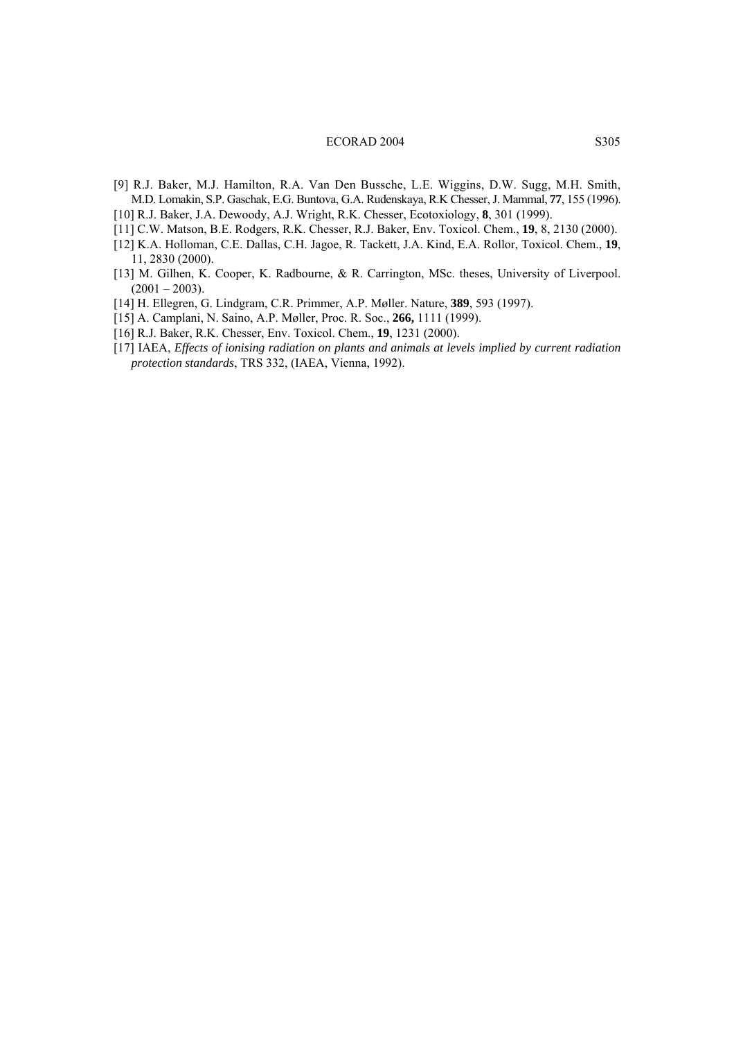[9] R.J. Baker, M.J. Hamilton, R.A. Van Den Bussche, L.E. Wiggins, D.W. Sugg, M.H. Smith, M.D. Lomakin, S.P. Gaschak, E.G. Buntova, G.A. Rudenskaya, R.K Chesser, J. Mammal, **77**, 155 (1996).

[10] R.J. Baker, J.A. Dewoody, A.J. Wright, R.K. Chesser, Ecotoxiology, **8**, 301 (1999).

[11] C.W. Matson, B.E. Rodgers, R.K. Chesser, R.J. Baker, Env. Toxicol. Chem., **19**, 8, 2130 (2000).

[12] K.A. Holloman, C.E. Dallas, C.H. Jagoe, R. Tackett, J.A. Kind, E.A. Rollor, Toxicol. Chem., **19**, 11, 2830 (2000).

[13] M. Gilhen, K. Cooper, K. Radbourne, & R. Carrington, MSc. theses, University of Liverpool. (2001 – 2003).

[14] H. Ellegren, G. Lindgram, C.R. Primmer, A.P. Møller. Nature, **389**, 593 (1997).

[15] A. Camplani, N. Saino, A.P. Møller, Proc. R. Soc., **266,** 1111 (1999).

[16] R.J. Baker, R.K. Chesser, Env. Toxicol. Chem., **19**, 1231 (2000).

[17] IAEA, *Effects of ionising radiation on plants and animals at levels implied by current radiation protection standards*, TRS 332, (IAEA, Vienna, 1992).